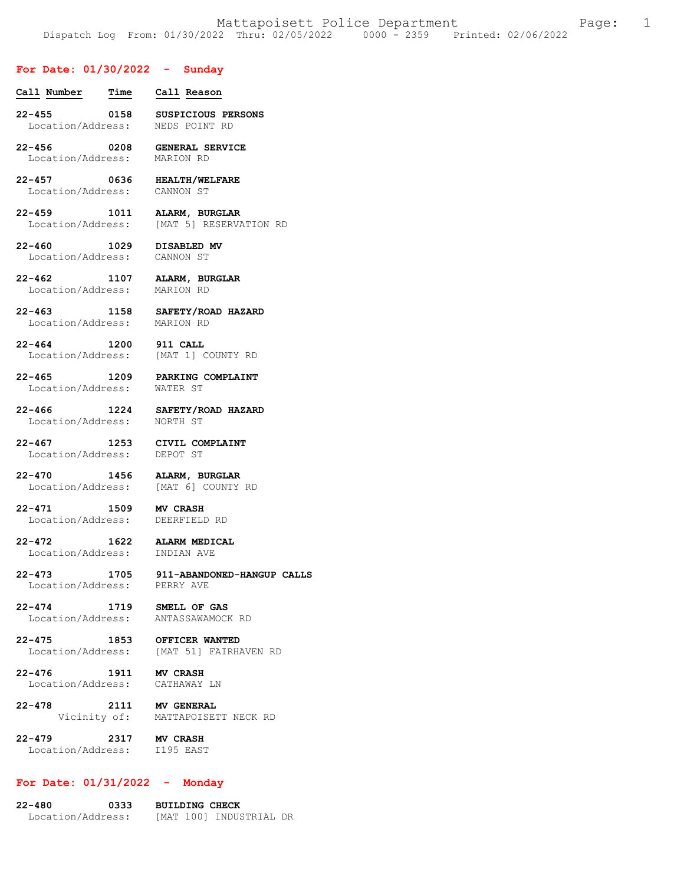Mattapoisett Police Department

Dispatch Log From: 01/30/2022 Thru: 02/05/2022 0000 - 2359 Printed: 02/06/2022

## For Date: 01/30/2022 - Sunday

| Call Number | Time | Call Reason |
|---|---|---|
| **22-455** | **0158** | **SUSPICIOUS PERSONS** |
| Location/Address: | | NEDS POINT RD |
| **22-456** | **0208** | **GENERAL SERVICE** |
| Location/Address: | | MARION RD |
| **22-457** | **0636** | **HEALTH/WELFARE** |
| Location/Address: | | CANNON ST |
| **22-459** | **1011** | **ALARM, BURGLAR** |
| Location/Address: | | [MAT 5] RESERVATION RD |
| **22-460** | **1029** | **DISABLED MV** |
| Location/Address: | | CANNON ST |
| **22-462** | **1107** | **ALARM, BURGLAR** |
| Location/Address: | | MARION RD |
| **22-463** | **1158** | **SAFETY/ROAD HAZARD** |
| Location/Address: | | MARION RD |
| **22-464** | **1200** | **911 CALL** |
| Location/Address: | | [MAT 1] COUNTY RD |
| **22-465** | **1209** | **PARKING COMPLAINT** |
| Location/Address: | | WATER ST |
| **22-466** | **1224** | **SAFETY/ROAD HAZARD** |
| Location/Address: | | NORTH ST |
| **22-467** | **1253** | **CIVIL COMPLAINT** |
| Location/Address: | | DEPOT ST |
| **22-470** | **1456** | **ALARM, BURGLAR** |
| Location/Address: | | [MAT 6] COUNTY RD |
| **22-471** | **1509** | **MV CRASH** |
| Location/Address: | | DEERFIELD RD |
| **22-472** | **1622** | **ALARM MEDICAL** |
| Location/Address: | | INDIAN AVE |
| **22-473** | **1705** | **911-ABANDONED-HANGUP CALLS** |
| Location/Address: | | PERRY AVE |
| **22-474** | **1719** | **SMELL OF GAS** |
| Location/Address: | | ANTASSAWAMOCK RD |
| **22-475** | **1853** | **OFFICER WANTED** |
| Location/Address: | | [MAT 51] FAIRHAVEN RD |
| **22-476** | **1911** | **MV CRASH** |
| Location/Address: | | CATHAWAY LN |
| **22-478** | **2111** | **MV GENERAL** |
| Vicinity of: | | MATTAPOISETT NECK RD |
| **22-479** | **2317** | **MV CRASH** |
| Location/Address: | | I195 EAST |

## For Date: 01/31/2022 - Monday

| Call Number | Time | Call Reason |
|---|---|---|
| **22-480** | **0333** | **BUILDING CHECK** |
| Location/Address: | | [MAT 100] INDUSTRIAL DR |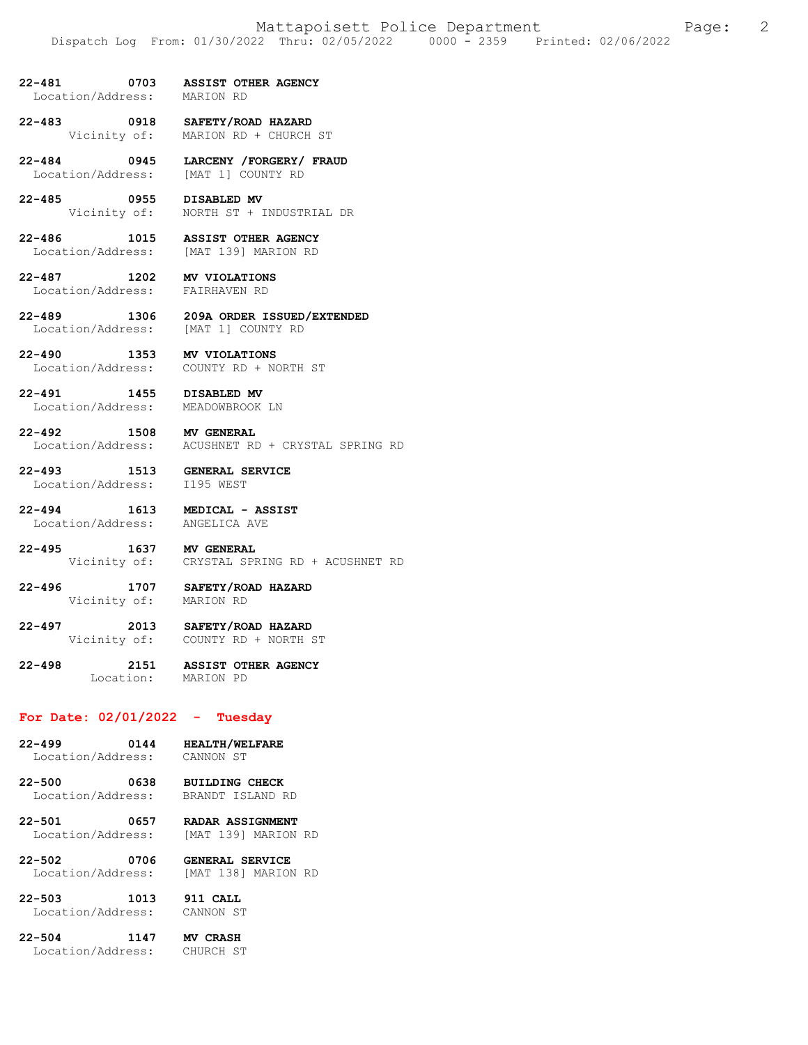**22-481 0703 ASSIST OTHER AGENCY**
Location/Address: MARION RD

**22-483 0918 SAFETY/ROAD HAZARD**
Vicinity of: MARION RD + CHURCH ST

**22-484 0945 LARCENY /FORGERY/ FRAUD**
Location/Address: [MAT 1] COUNTY RD

**22-485 0955 DISABLED MV**
Vicinity of: NORTH ST + INDUSTRIAL DR

**22-486 1015 ASSIST OTHER AGENCY**
Location/Address: [MAT 139] MARION RD

**22-487 1202 MV VIOLATIONS**
Location/Address: FAIRHAVEN RD

**22-489 1306 209A ORDER ISSUED/EXTENDED**
Location/Address: [MAT 1] COUNTY RD

**22-490 1353 MV VIOLATIONS**
Location/Address: COUNTY RD + NORTH ST

**22-491 1455 DISABLED MV**
Location/Address: MEADOWBROOK LN

**22-492 1508 MV GENERAL**
Location/Address: ACUSHNET RD + CRYSTAL SPRING RD

**22-493 1513 GENERAL SERVICE**
Location/Address: I195 WEST

**22-494 1613 MEDICAL - ASSIST**
Location/Address: ANGELICA AVE

**22-495 1637 MV GENERAL**
Vicinity of: CRYSTAL SPRING RD + ACUSHNET RD

**22-496 1707 SAFETY/ROAD HAZARD**
Vicinity of: MARION RD

**22-497 2013 SAFETY/ROAD HAZARD**
Vicinity of: COUNTY RD + NORTH ST

**22-498 2151 ASSIST OTHER AGENCY**
Location: MARION PD

## For Date: 02/01/2022 - Tuesday

**22-499 0144 HEALTH/WELFARE**
Location/Address: CANNON ST

**22-500 0638 BUILDING CHECK**
Location/Address: BRANDT ISLAND RD

**22-501 0657 RADAR ASSIGNMENT**
Location/Address: [MAT 139] MARION RD

**22-502 0706 GENERAL SERVICE**
Location/Address: [MAT 138] MARION RD

**22-503 1013 911 CALL**
Location/Address: CANNON ST

**22-504 1147 MV CRASH**
Location/Address: CHURCH ST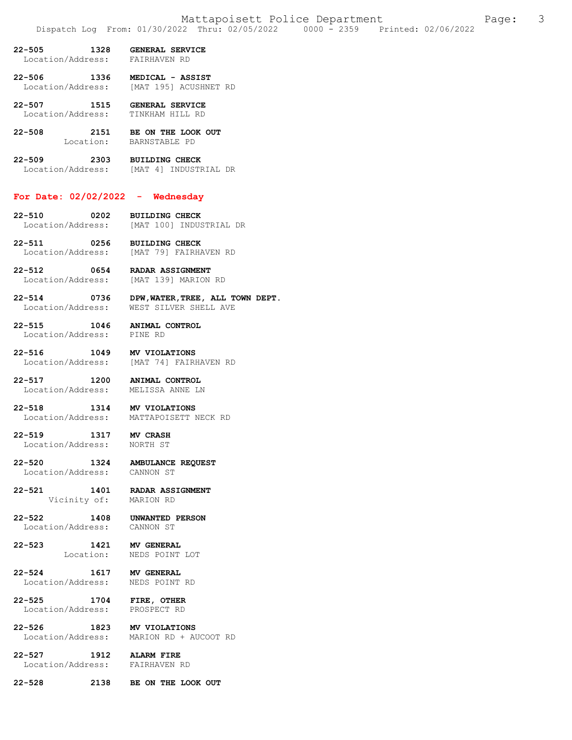**22-505** 1328 **GENERAL SERVICE**
Location/Address: FAIRHAVEN RD

**22-506** 1336 **MEDICAL - ASSIST**
Location/Address: [MAT 195] ACUSHNET RD

**22-507** 1515 **GENERAL SERVICE**
Location/Address: TINKHAM HILL RD

**22-508** 2151 **BE ON THE LOOK OUT**
Location: BARNSTABLE PD

**22-509** 2303 **BUILDING CHECK**
Location/Address: [MAT 4] INDUSTRIAL DR

## For Date: 02/02/2022 - Wednesday

**22-510** 0202 **BUILDING CHECK**
Location/Address: [MAT 100] INDUSTRIAL DR

**22-511** 0256 **BUILDING CHECK**
Location/Address: [MAT 79] FAIRHAVEN RD

**22-512** 0654 **RADAR ASSIGNMENT**
Location/Address: [MAT 139] MARION RD

**22-514** 0736 **DPW,WATER,TREE, ALL TOWN DEPT.**
Location/Address: WEST SILVER SHELL AVE

**22-515** 1046 **ANIMAL CONTROL**
Location/Address: PINE RD

**22-516** 1049 **MV VIOLATIONS**
Location/Address: [MAT 74] FAIRHAVEN RD

**22-517** 1200 **ANIMAL CONTROL**
Location/Address: MELISSA ANNE LN

**22-518** 1314 **MV VIOLATIONS**
Location/Address: MATTAPOISETT NECK RD

**22-519** 1317 **MV CRASH**
Location/Address: NORTH ST

**22-520** 1324 **AMBULANCE REQUEST**
Location/Address: CANNON ST

**22-521** 1401 **RADAR ASSIGNMENT**
Vicinity of: MARION RD

**22-522** 1408 **UNWANTED PERSON**
Location/Address: CANNON ST

**22-523** 1421 **MV GENERAL**
Location: NEDS POINT LOT

**22-524** 1617 **MV GENERAL**
Location/Address: NEDS POINT RD

**22-525** 1704 **FIRE, OTHER**
Location/Address: PROSPECT RD

**22-526** 1823 **MV VIOLATIONS**
Location/Address: MARION RD + AUCOOT RD

**22-527** 1912 **ALARM FIRE**
Location/Address: FAIRHAVEN RD

**22-528** 2138 **BE ON THE LOOK OUT**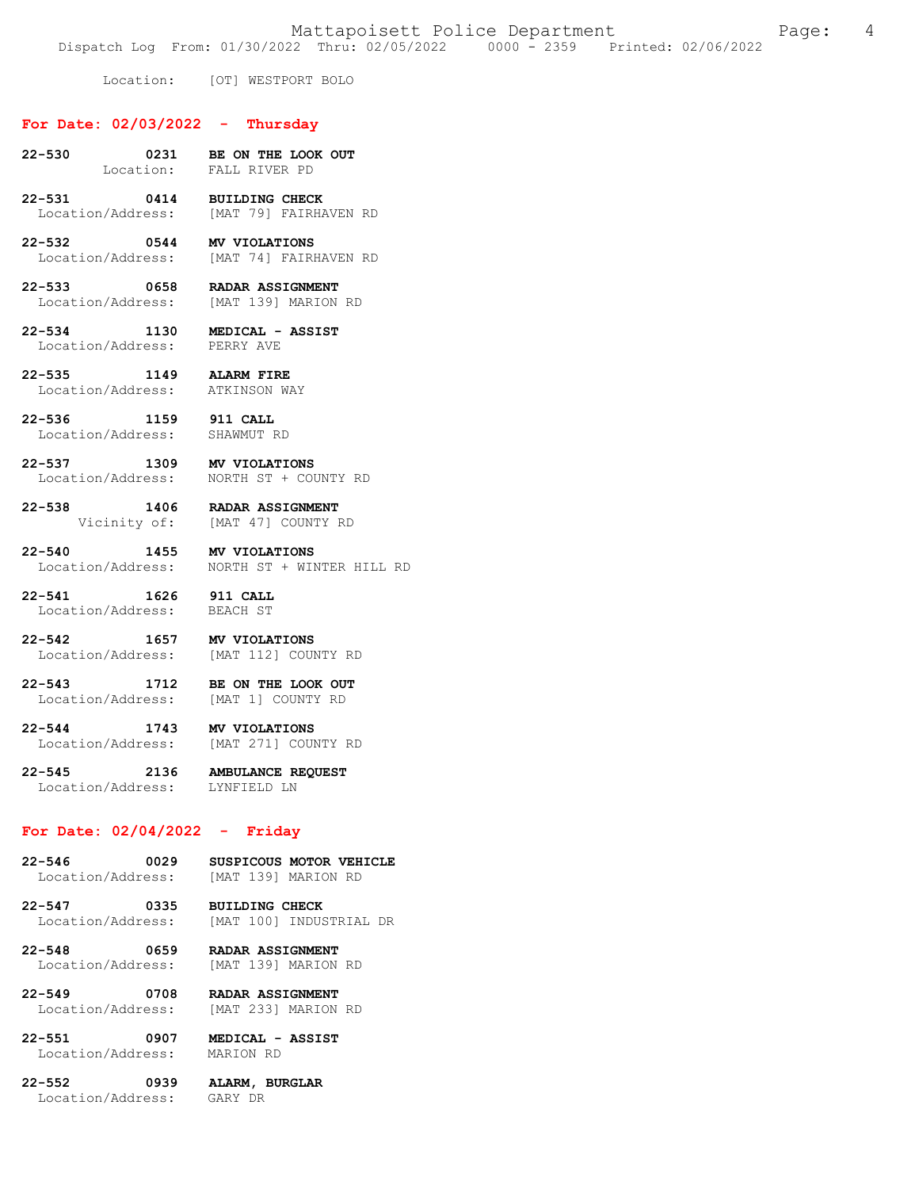Location: [OT] WESTPORT BOLO

## For Date: 02/03/2022 - Thursday

**22-530 0231 BE ON THE LOOK OUT**
Location: FALL RIVER PD

**22-531 0414 BUILDING CHECK**
Location/Address: [MAT 79] FAIRHAVEN RD

**22-532 0544 MV VIOLATIONS**
Location/Address: [MAT 74] FAIRHAVEN RD

**22-533 0658 RADAR ASSIGNMENT**
Location/Address: [MAT 139] MARION RD

**22-534 1130 MEDICAL - ASSIST**
Location/Address: PERRY AVE

**22-535 1149 ALARM FIRE**
Location/Address: ATKINSON WAY

**22-536 1159 911 CALL**
Location/Address: SHAWMUT RD

**22-537 1309 MV VIOLATIONS**
Location/Address: NORTH ST + COUNTY RD

**22-538 1406 RADAR ASSIGNMENT**
Vicinity of: [MAT 47] COUNTY RD

**22-540 1455 MV VIOLATIONS**
Location/Address: NORTH ST + WINTER HILL RD

**22-541 1626 911 CALL**
Location/Address: BEACH ST

**22-542 1657 MV VIOLATIONS**
Location/Address: [MAT 112] COUNTY RD

**22-543 1712 BE ON THE LOOK OUT**
Location/Address: [MAT 1] COUNTY RD

**22-544 1743 MV VIOLATIONS**
Location/Address: [MAT 271] COUNTY RD

**22-545 2136 AMBULANCE REQUEST**
Location/Address: LYNFIELD LN

## For Date: 02/04/2022 - Friday

**22-546 0029 SUSPICOUS MOTOR VEHICLE**
Location/Address: [MAT 139] MARION RD

**22-547 0335 BUILDING CHECK**
Location/Address: [MAT 100] INDUSTRIAL DR

**22-548 0659 RADAR ASSIGNMENT**
Location/Address: [MAT 139] MARION RD

**22-549 0708 RADAR ASSIGNMENT**
Location/Address: [MAT 233] MARION RD

**22-551 0907 MEDICAL - ASSIST**
Location/Address: MARION RD

**22-552 0939 ALARM, BURGLAR**
Location/Address: GARY DR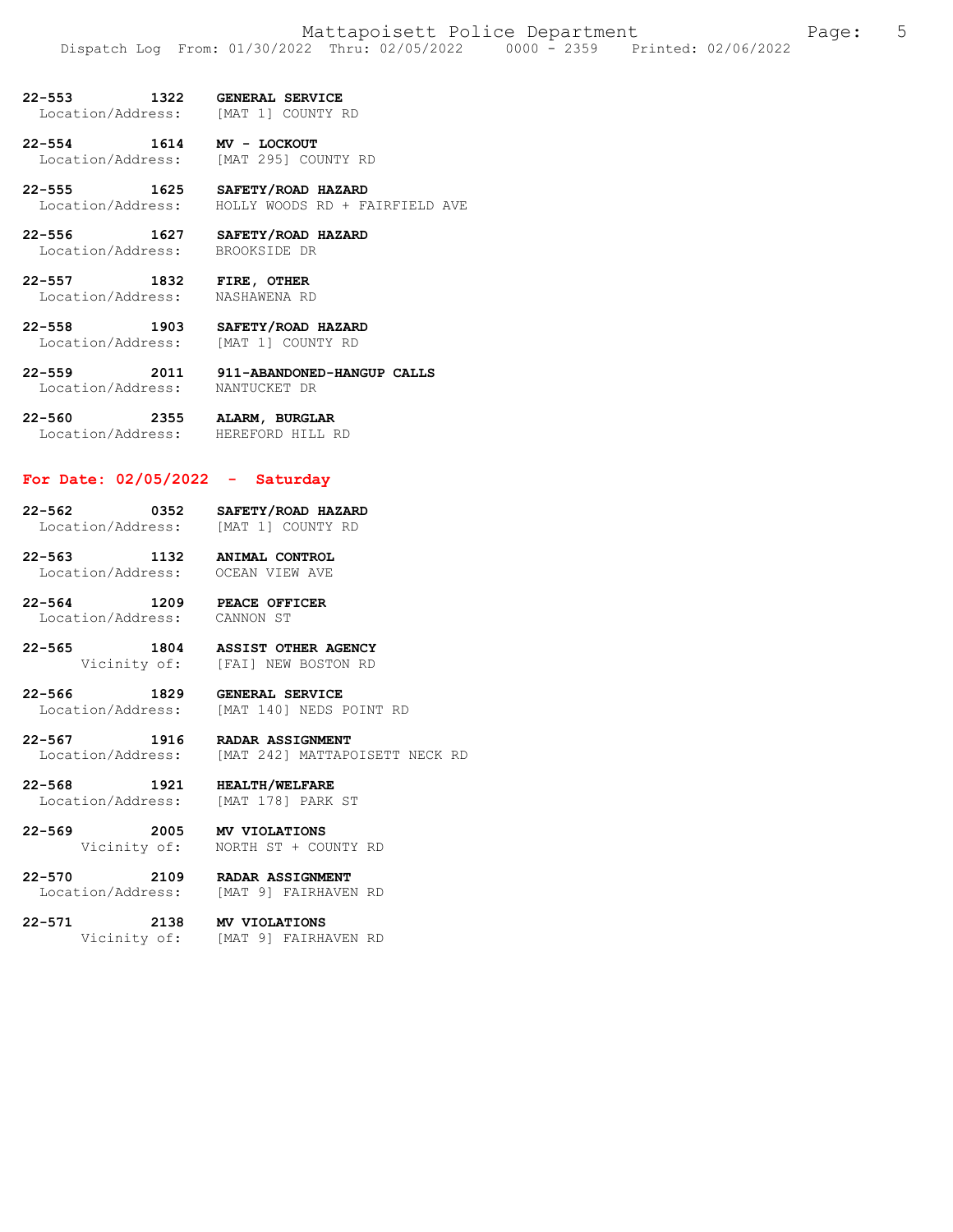22-553 1322 **GENERAL SERVICE**
Location/Address: [MAT 1] COUNTY RD

22-554 1614 **MV - LOCKOUT**
Location/Address: [MAT 295] COUNTY RD

22-555 1625 **SAFETY/ROAD HAZARD**
Location/Address: HOLLY WOODS RD + FAIRFIELD AVE

22-556 1627 **SAFETY/ROAD HAZARD**
Location/Address: BROOKSIDE DR

22-557 1832 **FIRE, OTHER**
Location/Address: NASHAWENA RD

22-558 1903 **SAFETY/ROAD HAZARD**
Location/Address: [MAT 1] COUNTY RD

22-559 2011 **911-ABANDONED-HANGUP CALLS**
Location/Address: NANTUCKET DR

22-560 2355 **ALARM, BURGLAR**
Location/Address: HEREFORD HILL RD

## For Date: 02/05/2022 - Saturday

22-562 0352 **SAFETY/ROAD HAZARD**
Location/Address: [MAT 1] COUNTY RD

22-563 1132 **ANIMAL CONTROL**
Location/Address: OCEAN VIEW AVE

22-564 1209 **PEACE OFFICER**
Location/Address: CANNON ST

22-565 1804 **ASSIST OTHER AGENCY**
Vicinity of: [FAI] NEW BOSTON RD

22-566 1829 **GENERAL SERVICE**
Location/Address: [MAT 140] NEDS POINT RD

22-567 1916 **RADAR ASSIGNMENT**
Location/Address: [MAT 242] MATTAPOISETT NECK RD

22-568 1921 **HEALTH/WELFARE**
Location/Address: [MAT 178] PARK ST

22-569 2005 **MV VIOLATIONS**
Vicinity of: NORTH ST + COUNTY RD

22-570 2109 **RADAR ASSIGNMENT**
Location/Address: [MAT 9] FAIRHAVEN RD

22-571 2138 **MV VIOLATIONS**
Vicinity of: [MAT 9] FAIRHAVEN RD